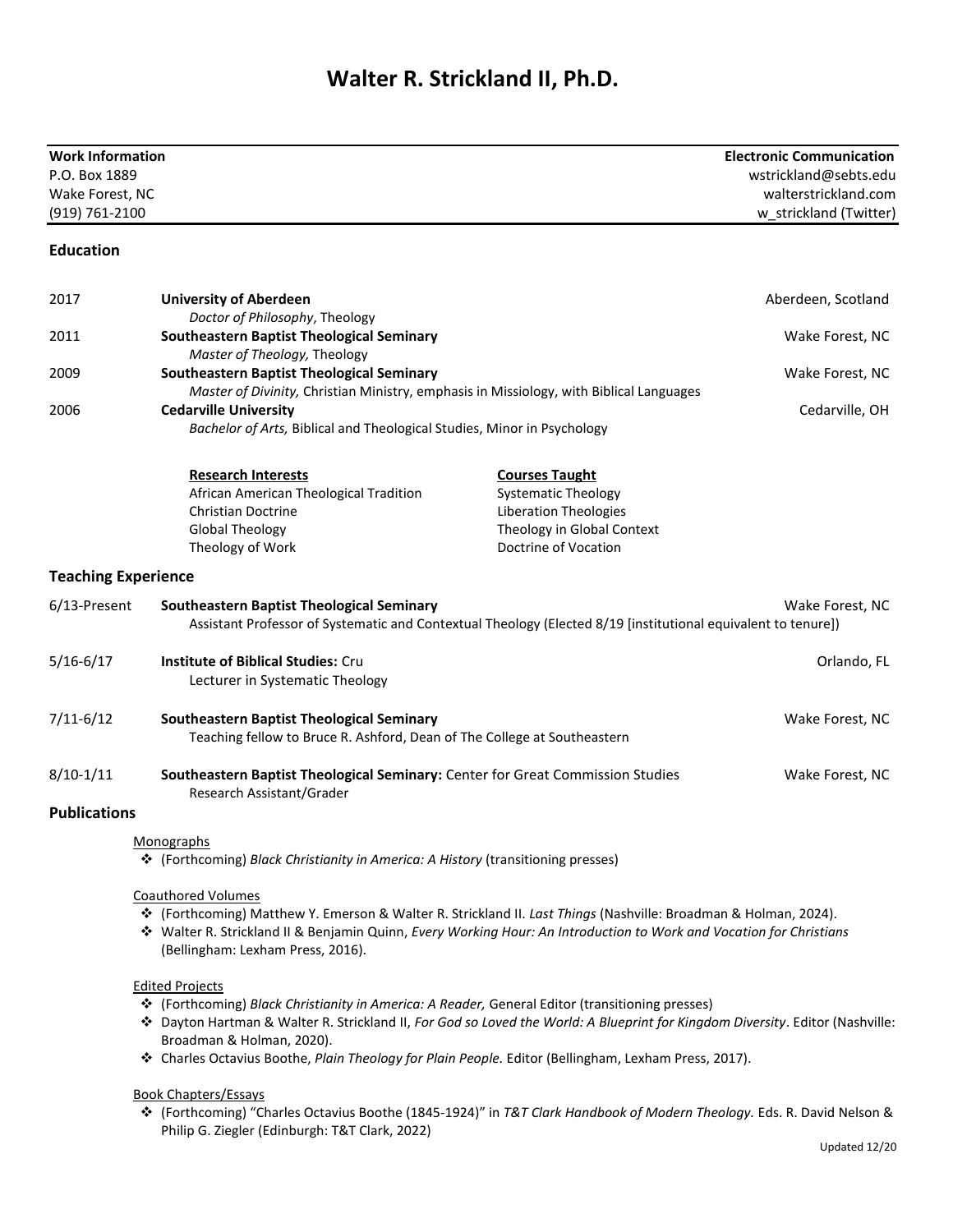# Walter R. Strickland II, Ph.D.

| **Work Information** | **Electronic Communication** |
|---|---|
| P.O. Box 1889 | wstrickland@sebts.edu |
| Wake Forest, NC | walterstrickland.com |
| (919) 761-2100 | w_strickland (Twitter) |

## Education

2017 **University of Aberdeen** — Aberdeen, Scotland
*Doctor of Philosophy*, Theology

2011 **Southeastern Baptist Theological Seminary** — Wake Forest, NC
*Master of Theology,* Theology

2009 **Southeastern Baptist Theological Seminary** — Wake Forest, NC
*Master of Divinity,* Christian Ministry, emphasis in Missiology, with Biblical Languages

2006 **Cedarville University** — Cedarville, OH
*Bachelor of Arts,* Biblical and Theological Studies, Minor in Psychology

| Research Interests | Courses Taught |
|---|---|
| African American Theological Tradition | Systematic Theology |
| Christian Doctrine | Liberation Theologies |
| Global Theology | Theology in Global Context |
| Theology of Work | Doctrine of Vocation |

## Teaching Experience

6/13-Present **Southeastern Baptist Theological Seminary** — Wake Forest, NC
Assistant Professor of Systematic and Contextual Theology (Elected 8/19 [institutional equivalent to tenure])

5/16-6/17 **Institute of Biblical Studies:** Cru — Orlando, FL
Lecturer in Systematic Theology

7/11-6/12 **Southeastern Baptist Theological Seminary** — Wake Forest, NC
Teaching fellow to Bruce R. Ashford, Dean of The College at Southeastern

8/10-1/11 **Southeastern Baptist Theological Seminary:** Center for Great Commission Studies — Wake Forest, NC
Research Assistant/Grader

## Publications

Monographs

- (Forthcoming) *Black Christianity in America: A History* (transitioning presses)

Coauthored Volumes

- (Forthcoming) Matthew Y. Emerson & Walter R. Strickland II. *Last Things* (Nashville: Broadman & Holman, 2024).
- Walter R. Strickland II & Benjamin Quinn, *Every Working Hour: An Introduction to Work and Vocation for Christians* (Bellingham: Lexham Press, 2016).

Edited Projects

- (Forthcoming) *Black Christianity in America: A Reader,* General Editor (transitioning presses)
- Dayton Hartman & Walter R. Strickland II, *For God so Loved the World: A Blueprint for Kingdom Diversity*. Editor (Nashville: Broadman & Holman, 2020).
- Charles Octavius Boothe, *Plain Theology for Plain People.* Editor (Bellingham, Lexham Press, 2017).

Book Chapters/Essays

- (Forthcoming) "Charles Octavius Boothe (1845-1924)" in *T&T Clark Handbook of Modern Theology.* Eds. R. David Nelson & Philip G. Ziegler (Edinburgh: T&T Clark, 2022)

Updated 12/20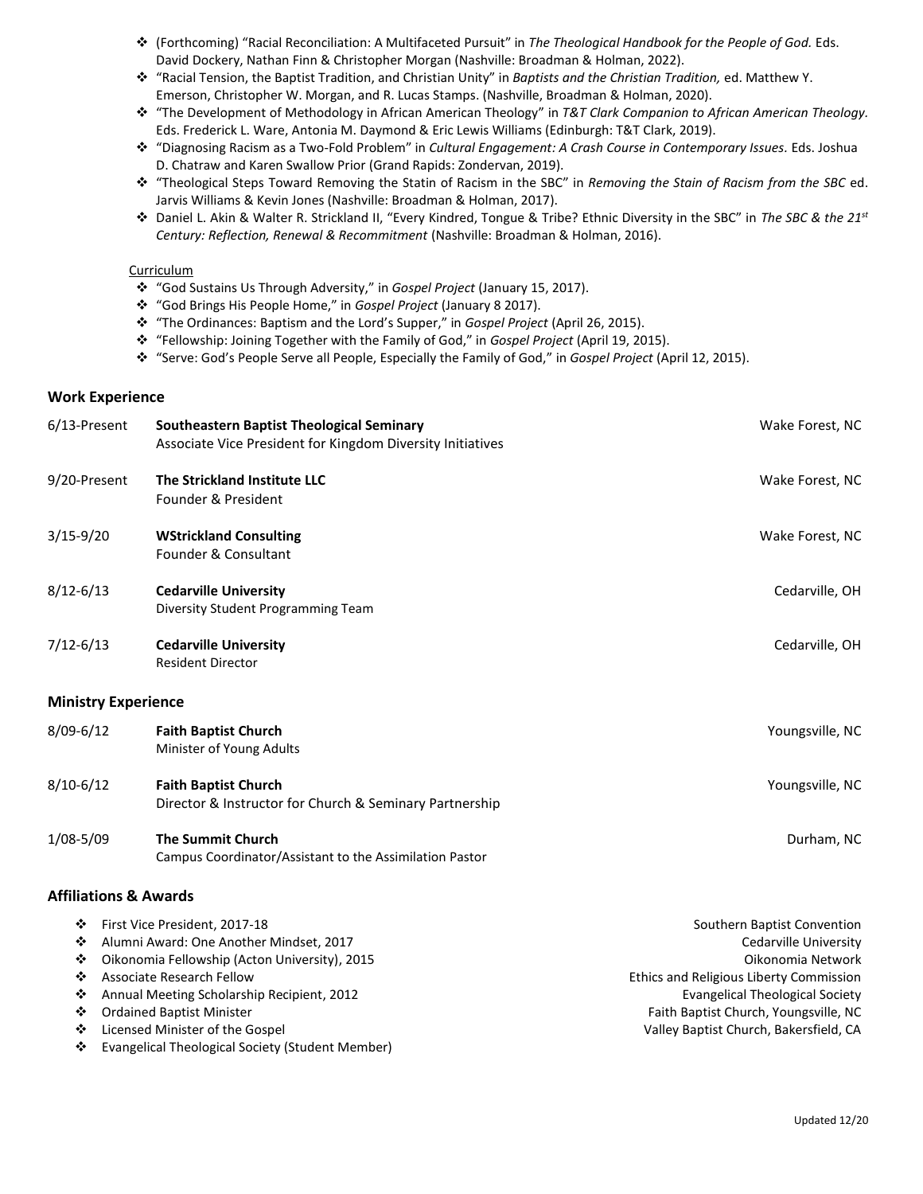- (Forthcoming) "Racial Reconciliation: A Multifaceted Pursuit" in *The Theological Handbook for the People of God.* Eds. David Dockery, Nathan Finn & Christopher Morgan (Nashville: Broadman & Holman, 2022).
- "Racial Tension, the Baptist Tradition, and Christian Unity" in *Baptists and the Christian Tradition,* ed. Matthew Y. Emerson, Christopher W. Morgan, and R. Lucas Stamps. (Nashville, Broadman & Holman, 2020).
- "The Development of Methodology in African American Theology" in *T&T Clark Companion to African American Theology.* Eds. Frederick L. Ware, Antonia M. Daymond & Eric Lewis Williams (Edinburgh: T&T Clark, 2019).
- "Diagnosing Racism as a Two-Fold Problem" in *Cultural Engagement: A Crash Course in Contemporary Issues.* Eds. Joshua D. Chatraw and Karen Swallow Prior (Grand Rapids: Zondervan, 2019).
- "Theological Steps Toward Removing the Statin of Racism in the SBC" in *Removing the Stain of Racism from the SBC* ed. Jarvis Williams & Kevin Jones (Nashville: Broadman & Holman, 2017).
- Daniel L. Akin & Walter R. Strickland II, "Every Kindred, Tongue & Tribe? Ethnic Diversity in the SBC" in *The SBC & the 21st Century: Reflection, Renewal & Recommitment* (Nashville: Broadman & Holman, 2016).

Curriculum

- "God Sustains Us Through Adversity," in *Gospel Project* (January 15, 2017).
- "God Brings His People Home," in *Gospel Project* (January 8 2017).
- "The Ordinances: Baptism and the Lord's Supper," in *Gospel Project* (April 26, 2015).
- "Fellowship: Joining Together with the Family of God," in *Gospel Project* (April 19, 2015).
- "Serve: God's People Serve all People, Especially the Family of God," in *Gospel Project* (April 12, 2015).

## Work Experience

| | | |
|---|---|---|
| 6/13-Present | **Southeastern Baptist Theological Seminary**<br>Associate Vice President for Kingdom Diversity Initiatives | Wake Forest, NC |
| 9/20-Present | **The Strickland Institute LLC**<br>Founder & President | Wake Forest, NC |
| 3/15-9/20 | **WStrickland Consulting**<br>Founder & Consultant | Wake Forest, NC |
| 8/12-6/13 | **Cedarville University**<br>Diversity Student Programming Team | Cedarville, OH |
| 7/12-6/13 | **Cedarville University**<br>Resident Director | Cedarville, OH |

## Ministry Experience

| | | |
|---|---|---|
| 8/09-6/12 | **Faith Baptist Church**<br>Minister of Young Adults | Youngsville, NC |
| 8/10-6/12 | **Faith Baptist Church**<br>Director & Instructor for Church & Seminary Partnership | Youngsville, NC |
| 1/08-5/09 | **The Summit Church**<br>Campus Coordinator/Assistant to the Assimilation Pastor | Durham, NC |

## Affiliations & Awards

| | |
|---|---|
| First Vice President, 2017-18 | Southern Baptist Convention |
| Alumni Award: One Another Mindset, 2017 | Cedarville University |
| Oikonomia Fellowship (Acton University), 2015 | Oikonomia Network |
| Associate Research Fellow | Ethics and Religious Liberty Commission |
| Annual Meeting Scholarship Recipient, 2012 | Evangelical Theological Society |
| Ordained Baptist Minister | Faith Baptist Church, Youngsville, NC |
| Licensed Minister of the Gospel | Valley Baptist Church, Bakersfield, CA |
| Evangelical Theological Society (Student Member) | |

Updated 12/20